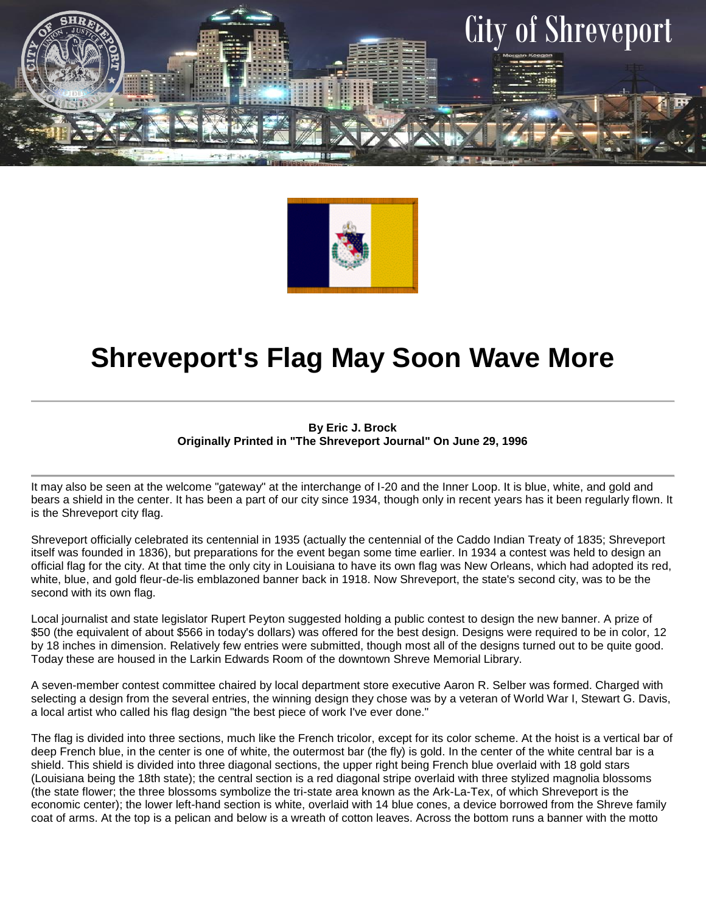City of Shreveport

# Shreveport's Flag May Soon Wave More

**By Eric J. Brock**
**Originally Printed in "The Shreveport Journal" On June 29, 1996**

It may also be seen at the welcome "gateway" at the interchange of I-20 and the Inner Loop. It is blue, white, and gold and bears a shield in the center. It has been a part of our city since 1934, though only in recent years has it been regularly flown. It is the Shreveport city flag.

Shreveport officially celebrated its centennial in 1935 (actually the centennial of the Caddo Indian Treaty of 1835; Shreveport itself was founded in 1836), but preparations for the event began some time earlier. In 1934 a contest was held to design an official flag for the city. At that time the only city in Louisiana to have its own flag was New Orleans, which had adopted its red, white, blue, and gold fleur-de-lis emblazoned banner back in 1918. Now Shreveport, the state's second city, was to be the second with its own flag.

Local journalist and state legislator Rupert Peyton suggested holding a public contest to design the new banner. A prize of $50 (the equivalent of about $566 in today's dollars) was offered for the best design. Designs were required to be in color, 12 by 18 inches in dimension. Relatively few entries were submitted, though most all of the designs turned out to be quite good. Today these are housed in the Larkin Edwards Room of the downtown Shreve Memorial Library.

A seven-member contest committee chaired by local department store executive Aaron R. Selber was formed. Charged with selecting a design from the several entries, the winning design they chose was by a veteran of World War I, Stewart G. Davis, a local artist who called his flag design "the best piece of work I've ever done."

The flag is divided into three sections, much like the French tricolor, except for its color scheme. At the hoist is a vertical bar of deep French blue, in the center is one of white, the outermost bar (the fly) is gold. In the center of the white central bar is a shield. This shield is divided into three diagonal sections, the upper right being French blue overlaid with 18 gold stars (Louisiana being the 18th state); the central section is a red diagonal stripe overlaid with three stylized magnolia blossoms (the state flower; the three blossoms symbolize the tri-state area known as the Ark-La-Tex, of which Shreveport is the economic center); the lower left-hand section is white, overlaid with 14 blue cones, a device borrowed from the Shreve family coat of arms. At the top is a pelican and below is a wreath of cotton leaves. Across the bottom runs a banner with the motto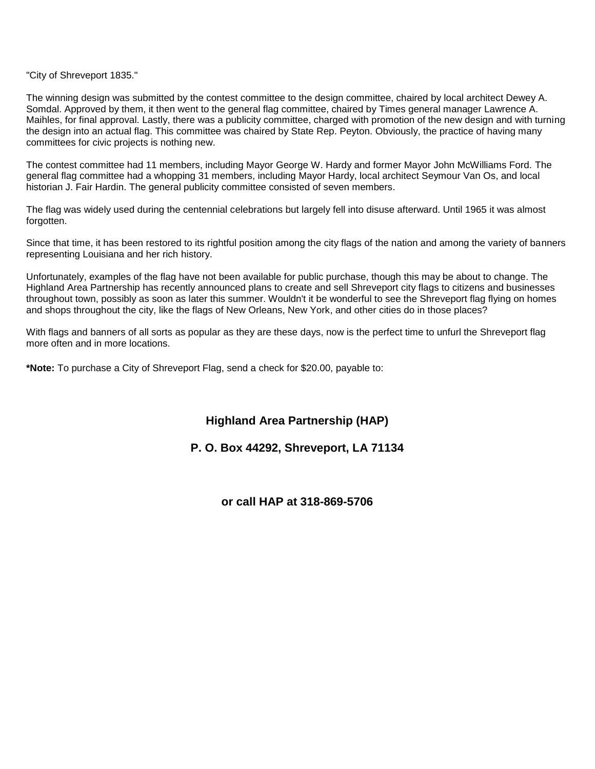"City of Shreveport 1835."

The winning design was submitted by the contest committee to the design committee, chaired by local architect Dewey A. Somdal. Approved by them, it then went to the general flag committee, chaired by Times general manager Lawrence A. Maihles, for final approval. Lastly, there was a publicity committee, charged with promotion of the new design and with turning the design into an actual flag. This committee was chaired by State Rep. Peyton. Obviously, the practice of having many committees for civic projects is nothing new.

The contest committee had 11 members, including Mayor George W. Hardy and former Mayor John McWilliams Ford. The general flag committee had a whopping 31 members, including Mayor Hardy, local architect Seymour Van Os, and local historian J. Fair Hardin. The general publicity committee consisted of seven members.

The flag was widely used during the centennial celebrations but largely fell into disuse afterward. Until 1965 it was almost forgotten.

Since that time, it has been restored to its rightful position among the city flags of the nation and among the variety of banners representing Louisiana and her rich history.

Unfortunately, examples of the flag have not been available for public purchase, though this may be about to change. The Highland Area Partnership has recently announced plans to create and sell Shreveport city flags to citizens and businesses throughout town, possibly as soon as later this summer. Wouldn't it be wonderful to see the Shreveport flag flying on homes and shops throughout the city, like the flags of New Orleans, New York, and other cities do in those places?

With flags and banners of all sorts as popular as they are these days, now is the perfect time to unfurl the Shreveport flag more often and in more locations.

**\*Note:** To purchase a City of Shreveport Flag, send a check for $20.00, payable to:

**Highland Area Partnership (HAP)**

**P. O. Box 44292, Shreveport, LA 71134**

**or call HAP at 318-869-5706**